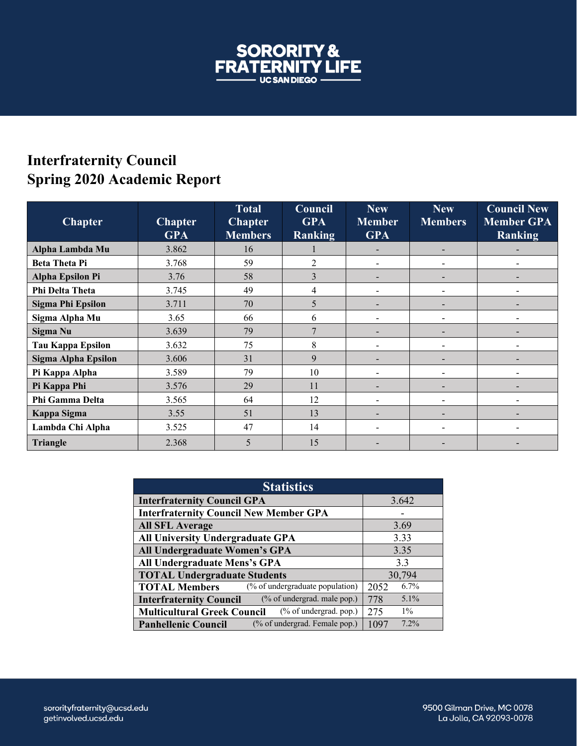# SORORITY & FRATERNITY LIFE
UC SAN DIEGO

## Interfraternity Council
## Spring 2020 Academic Report

| Chapter | Chapter GPA | Total Chapter Members | Council GPA Ranking | New Member GPA | New Members | Council New Member GPA Ranking |
|---|---|---|---|---|---|---|
| **Alpha Lambda Mu** | 3.862 | 16 | 1 | - | - | - |
| **Beta Theta Pi** | 3.768 | 59 | 2 | - | - | - |
| **Alpha Epsilon Pi** | 3.76 | 58 | 3 | - | - | - |
| **Phi Delta Theta** | 3.745 | 49 | 4 | - | - | - |
| **Sigma Phi Epsilon** | 3.711 | 70 | 5 | - | - | - |
| **Sigma Alpha Mu** | 3.65 | 66 | 6 | - | - | - |
| **Sigma Nu** | 3.639 | 79 | 7 | - | - | - |
| **Tau Kappa Epsilon** | 3.632 | 75 | 8 | - | - | - |
| **Sigma Alpha Epsilon** | 3.606 | 31 | 9 | - | - | - |
| **Pi Kappa Alpha** | 3.589 | 79 | 10 | - | - | - |
| **Pi Kappa Phi** | 3.576 | 29 | 11 | - | - | - |
| **Phi Gamma Delta** | 3.565 | 64 | 12 | - | - | - |
| **Kappa Sigma** | 3.55 | 51 | 13 | - | - | - |
| **Lambda Chi Alpha** | 3.525 | 47 | 14 | - | - | - |
| **Triangle** | 2.368 | 5 | 15 | - | - | - |

| Statistics | | |
|---|---|---|
| **Interfraternity Council GPA** | 3.642 | |
| **Interfraternity Council New Member GPA** | - | |
| **All SFL Average** | 3.69 | |
| **All University Undergraduate GPA** | 3.33 | |
| **All Undergraduate Women's GPA** | 3.35 | |
| **All Undergraduate Mens's GPA** | 3.3 | |
| **TOTAL Undergraduate Students** | 30,794 | |
| **TOTAL Members** (% of undergraduate population) | 2052 | 6.7% |
| **Interfraternity Council** (% of undergrad. male pop.) | 778 | 5.1% |
| **Multicultural Greek Council** (% of undergrad. pop.) | 275 | 1% |
| **Panhellenic Council** (% of undergrad. Female pop.) | 1097 | 7.2% |

sororityfraternity@ucsd.edu
getinvolved.ucsd.edu

9500 Gilman Drive, MC 0078
La Jolla, CA 92093-0078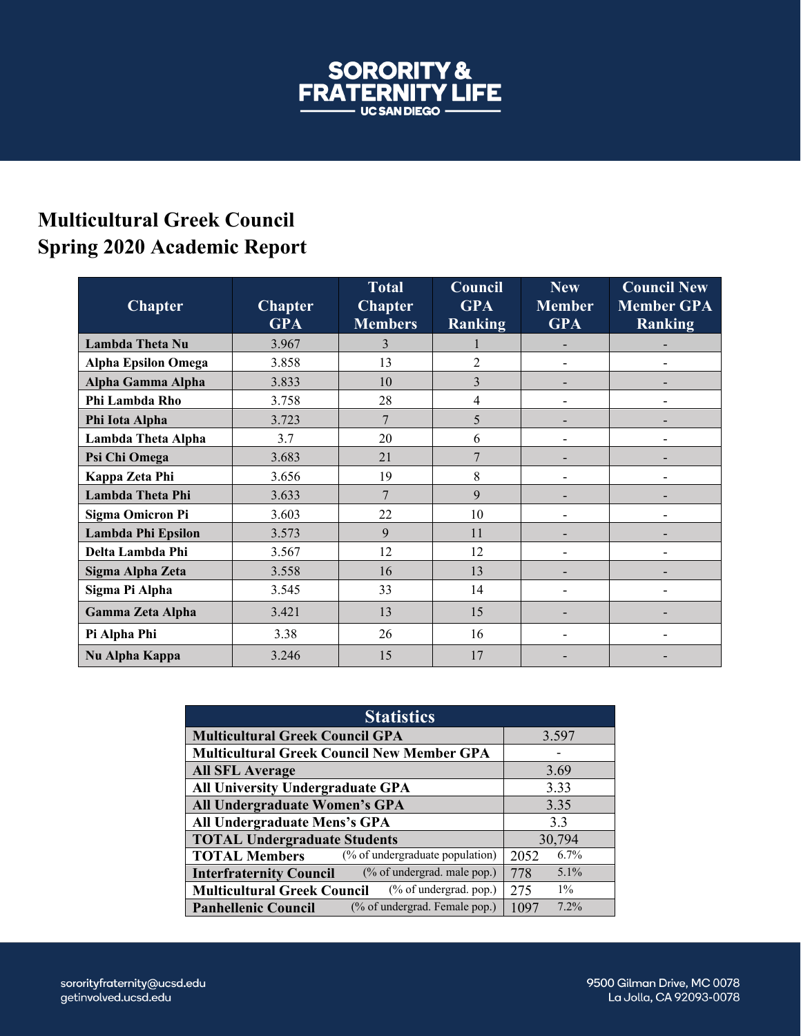# Multicultural Greek Council
## Spring 2020 Academic Report

| Chapter | Chapter GPA | Total Chapter Members | Council GPA Ranking | New Member GPA | Council New Member GPA Ranking |
|---|---|---|---|---|---|
| **Lambda Theta Nu** | 3.967 | 3 | 1 | - | - |
| **Alpha Epsilon Omega** | 3.858 | 13 | 2 | - | - |
| **Alpha Gamma Alpha** | 3.833 | 10 | 3 | - | - |
| **Phi Lambda Rho** | 3.758 | 28 | 4 | - | - |
| **Phi Iota Alpha** | 3.723 | 7 | 5 | - | - |
| **Lambda Theta Alpha** | 3.7 | 20 | 6 | - | - |
| **Psi Chi Omega** | 3.683 | 21 | 7 | - | - |
| **Kappa Zeta Phi** | 3.656 | 19 | 8 | - | - |
| **Lambda Theta Phi** | 3.633 | 7 | 9 | - | - |
| **Sigma Omicron Pi** | 3.603 | 22 | 10 | - | - |
| **Lambda Phi Epsilon** | 3.573 | 9 | 11 | - | - |
| **Delta Lambda Phi** | 3.567 | 12 | 12 | - | - |
| **Sigma Alpha Zeta** | 3.558 | 16 | 13 | - | - |
| **Sigma Pi Alpha** | 3.545 | 33 | 14 | - | - |
| **Gamma Zeta Alpha** | 3.421 | 13 | 15 | - | - |
| **Pi Alpha Phi** | 3.38 | 26 | 16 | - | - |
| **Nu Alpha Kappa** | 3.246 | 15 | 17 | - | - |

| **Statistics** | | |
|---|---|---|
| **Multicultural Greek Council GPA** | 3.597 | |
| **Multicultural Greek Council New Member GPA** | - | |
| **All SFL Average** | 3.69 | |
| **All University Undergraduate GPA** | 3.33 | |
| **All Undergraduate Women's GPA** | 3.35 | |
| **All Undergraduate Mens's GPA** | 3.3 | |
| **TOTAL Undergraduate Students** | 30,794 | |
| **TOTAL Members** (% of undergraduate population) | 2052 | 6.7% |
| **Interfraternity Council** (% of undergrad. male pop.) | 778 | 5.1% |
| **Multicultural Greek Council** (% of undergrad. pop.) | 275 | 1% |
| **Panhellenic Council** (% of undergrad. Female pop.) | 1097 | 7.2% |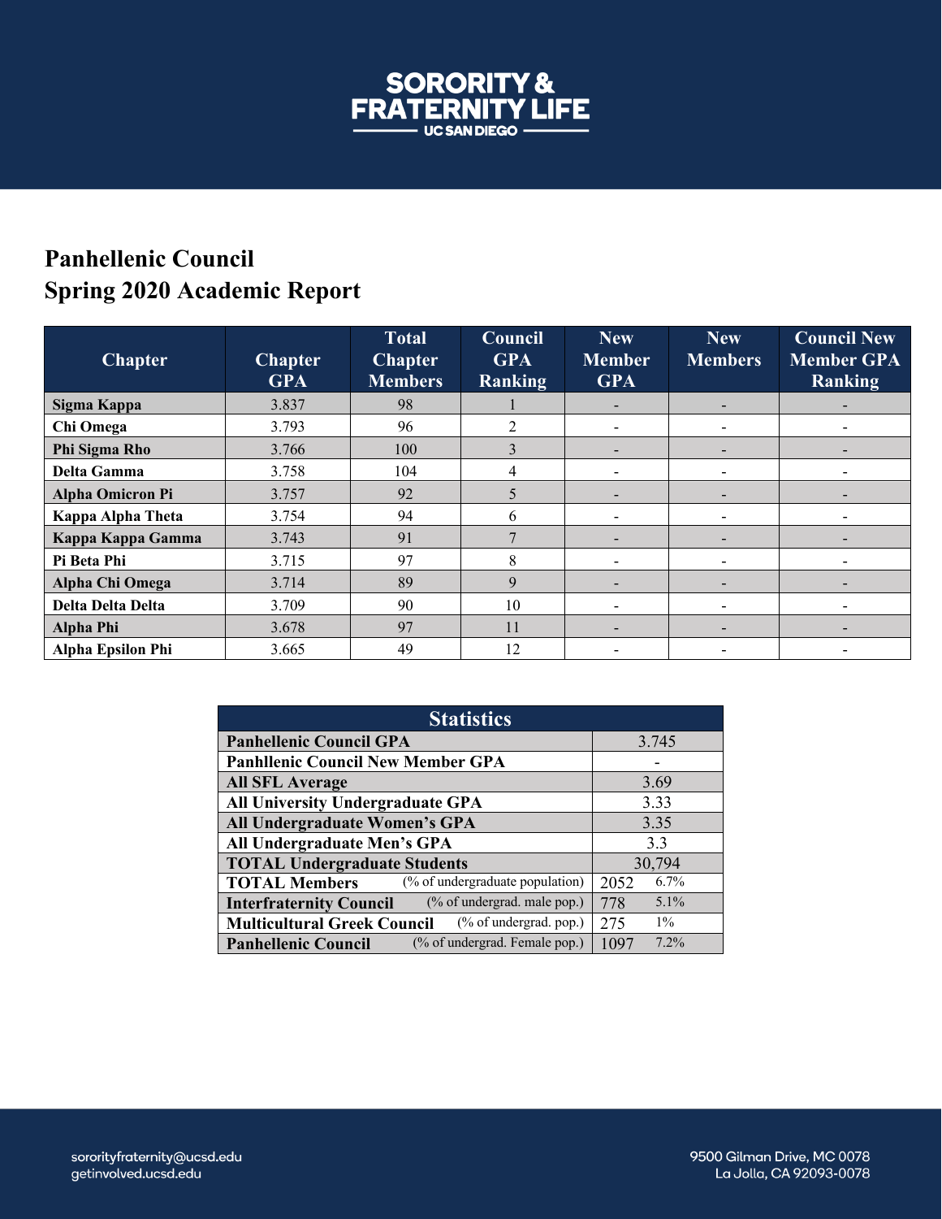# Panhellenic Council
# Spring 2020 Academic Report

| Chapter | Chapter GPA | Total Chapter Members | Council GPA Ranking | New Member GPA | New Members | Council New Member GPA Ranking |
|---|---|---|---|---|---|---|
| **Sigma Kappa** | 3.837 | 98 | 1 | - | - | - |
| **Chi Omega** | 3.793 | 96 | 2 | - | - | - |
| **Phi Sigma Rho** | 3.766 | 100 | 3 | - | - | - |
| **Delta Gamma** | 3.758 | 104 | 4 | - | - | - |
| **Alpha Omicron Pi** | 3.757 | 92 | 5 | - | - | - |
| **Kappa Alpha Theta** | 3.754 | 94 | 6 | - | - | - |
| **Kappa Kappa Gamma** | 3.743 | 91 | 7 | - | - | - |
| **Pi Beta Phi** | 3.715 | 97 | 8 | - | - | - |
| **Alpha Chi Omega** | 3.714 | 89 | 9 | - | - | - |
| **Delta Delta Delta** | 3.709 | 90 | 10 | - | - | - |
| **Alpha Phi** | 3.678 | 97 | 11 | - | - | - |
| **Alpha Epsilon Phi** | 3.665 | 49 | 12 | - | - | - |

| Statistics | | |
|---|---|---|
| **Panhellenic Council GPA** | 3.745 | |
| **Panhllenic Council New Member GPA** | - | |
| **All SFL Average** | 3.69 | |
| **All University Undergraduate GPA** | 3.33 | |
| **All Undergraduate Women's GPA** | 3.35 | |
| **All Undergraduate Men's GPA** | 3.3 | |
| **TOTAL Undergraduate Students** | 30,794 | |
| **TOTAL Members** (% of undergraduate population) | 2052 | 6.7% |
| **Interfraternity Council** (% of undergrad. male pop.) | 778 | 5.1% |
| **Multicultural Greek Council** (% of undergrad. pop.) | 275 | 1% |
| **Panhellenic Council** (% of undergrad. Female pop.) | 1097 | 7.2% |